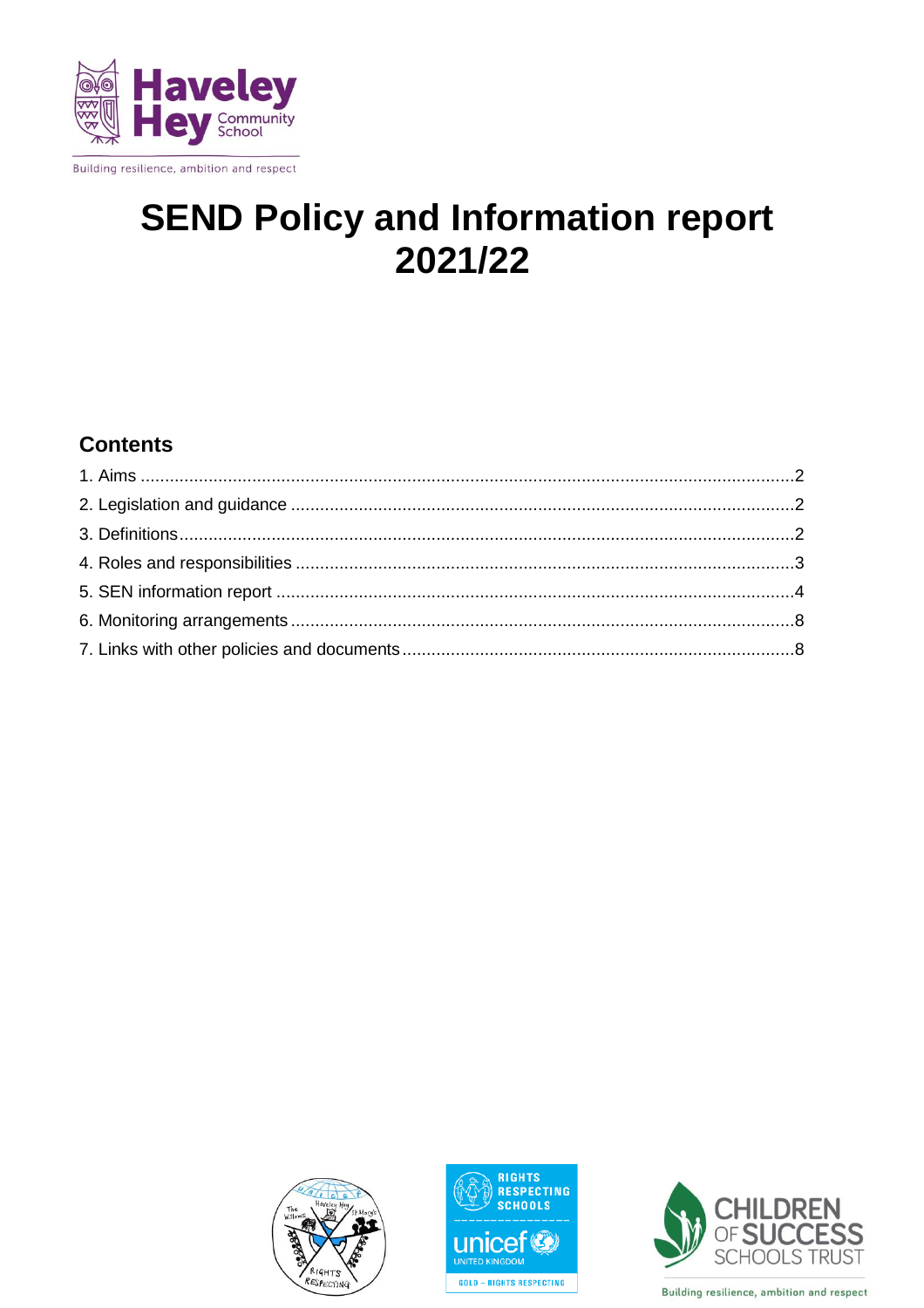Haveley Hey Community School

Building resilience, ambition and respect

# SEND Policy and Information report 2021/22

## Contents

1. Aims ....................................................................................................................2
2. Legislation and guidance ....................................................................................2
3. Definitions ...........................................................................................................2
4. Roles and responsibilities ....................................................................................3
5. SEN information report .......................................................................................4
6. Monitoring arrangements .....................................................................................8
7. Links with other policies and documents ...........................................................8

Building resilience, ambition and respect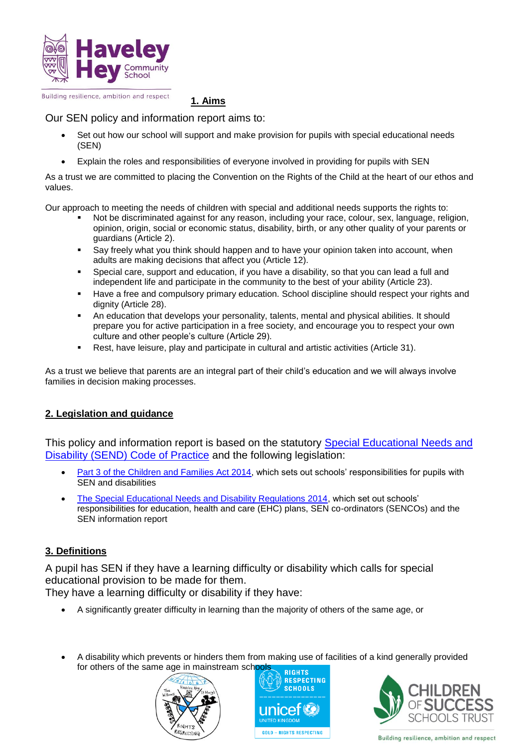## 1. Aims

Our SEN policy and information report aims to:

- Set out how our school will support and make provision for pupils with special educational needs (SEN)
- Explain the roles and responsibilities of everyone involved in providing for pupils with SEN

As a trust we are committed to placing the Convention on the Rights of the Child at the heart of our ethos and values.

Our approach to meeting the needs of children with special and additional needs supports the rights to:

- Not be discriminated against for any reason, including your race, colour, sex, language, religion, opinion, origin, social or economic status, disability, birth, or any other quality of your parents or guardians (Article 2).
- Say freely what you think should happen and to have your opinion taken into account, when adults are making decisions that affect you (Article 12).
- Special care, support and education, if you have a disability, so that you can lead a full and independent life and participate in the community to the best of your ability (Article 23).
- Have a free and compulsory primary education. School discipline should respect your rights and dignity (Article 28).
- An education that develops your personality, talents, mental and physical abilities. It should prepare you for active participation in a free society, and encourage you to respect your own culture and other people's culture (Article 29).
- Rest, have leisure, play and participate in cultural and artistic activities (Article 31).

As a trust we believe that parents are an integral part of their child's education and we will always involve families in decision making processes.

## 2. Legislation and guidance

This policy and information report is based on the statutory Special Educational Needs and Disability (SEND) Code of Practice and the following legislation:

- Part 3 of the Children and Families Act 2014, which sets out schools' responsibilities for pupils with SEN and disabilities
- The Special Educational Needs and Disability Regulations 2014, which set out schools' responsibilities for education, health and care (EHC) plans, SEN co-ordinators (SENCOs) and the SEN information report

## 3. Definitions

A pupil has SEN if they have a learning difficulty or disability which calls for special educational provision to be made for them.
They have a learning difficulty or disability if they have:

- A significantly greater difficulty in learning than the majority of others of the same age, or
- A disability which prevents or hinders them from making use of facilities of a kind generally provided for others of the same age in mainstream schools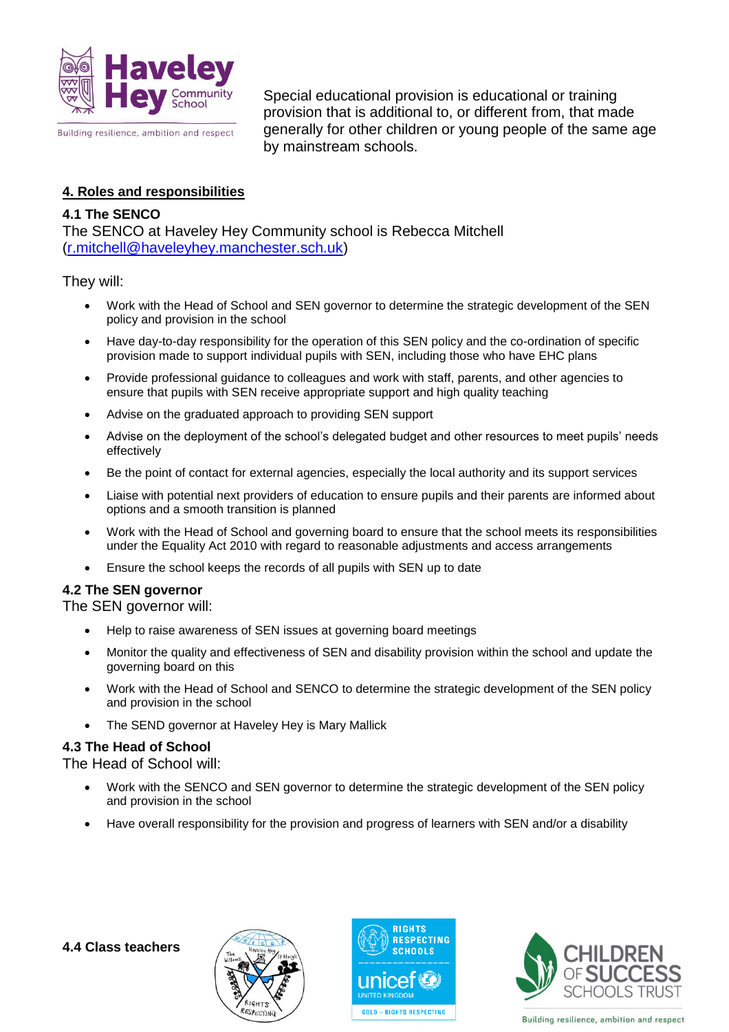Special educational provision is educational or training provision that is additional to, or different from, that made generally for other children or young people of the same age by mainstream schools.

## 4. Roles and responsibilities

### 4.1 The SENCO

The SENCO at Haveley Hey Community school is Rebecca Mitchell (r.mitchell@haveleyhey.manchester.sch.uk)

They will:

- Work with the Head of School and SEN governor to determine the strategic development of the SEN policy and provision in the school
- Have day-to-day responsibility for the operation of this SEN policy and the co-ordination of specific provision made to support individual pupils with SEN, including those who have EHC plans
- Provide professional guidance to colleagues and work with staff, parents, and other agencies to ensure that pupils with SEN receive appropriate support and high quality teaching
- Advise on the graduated approach to providing SEN support
- Advise on the deployment of the school's delegated budget and other resources to meet pupils' needs effectively
- Be the point of contact for external agencies, especially the local authority and its support services
- Liaise with potential next providers of education to ensure pupils and their parents are informed about options and a smooth transition is planned
- Work with the Head of School and governing board to ensure that the school meets its responsibilities under the Equality Act 2010 with regard to reasonable adjustments and access arrangements
- Ensure the school keeps the records of all pupils with SEN up to date

### 4.2 The SEN governor

The SEN governor will:

- Help to raise awareness of SEN issues at governing board meetings
- Monitor the quality and effectiveness of SEN and disability provision within the school and update the governing board on this
- Work with the Head of School and SENCO to determine the strategic development of the SEN policy and provision in the school
- The SEND governor at Haveley Hey is Mary Mallick

### 4.3 The Head of School

The Head of School will:

- Work with the SENCO and SEN governor to determine the strategic development of the SEN policy and provision in the school
- Have overall responsibility for the provision and progress of learners with SEN and/or a disability

### 4.4 Class teachers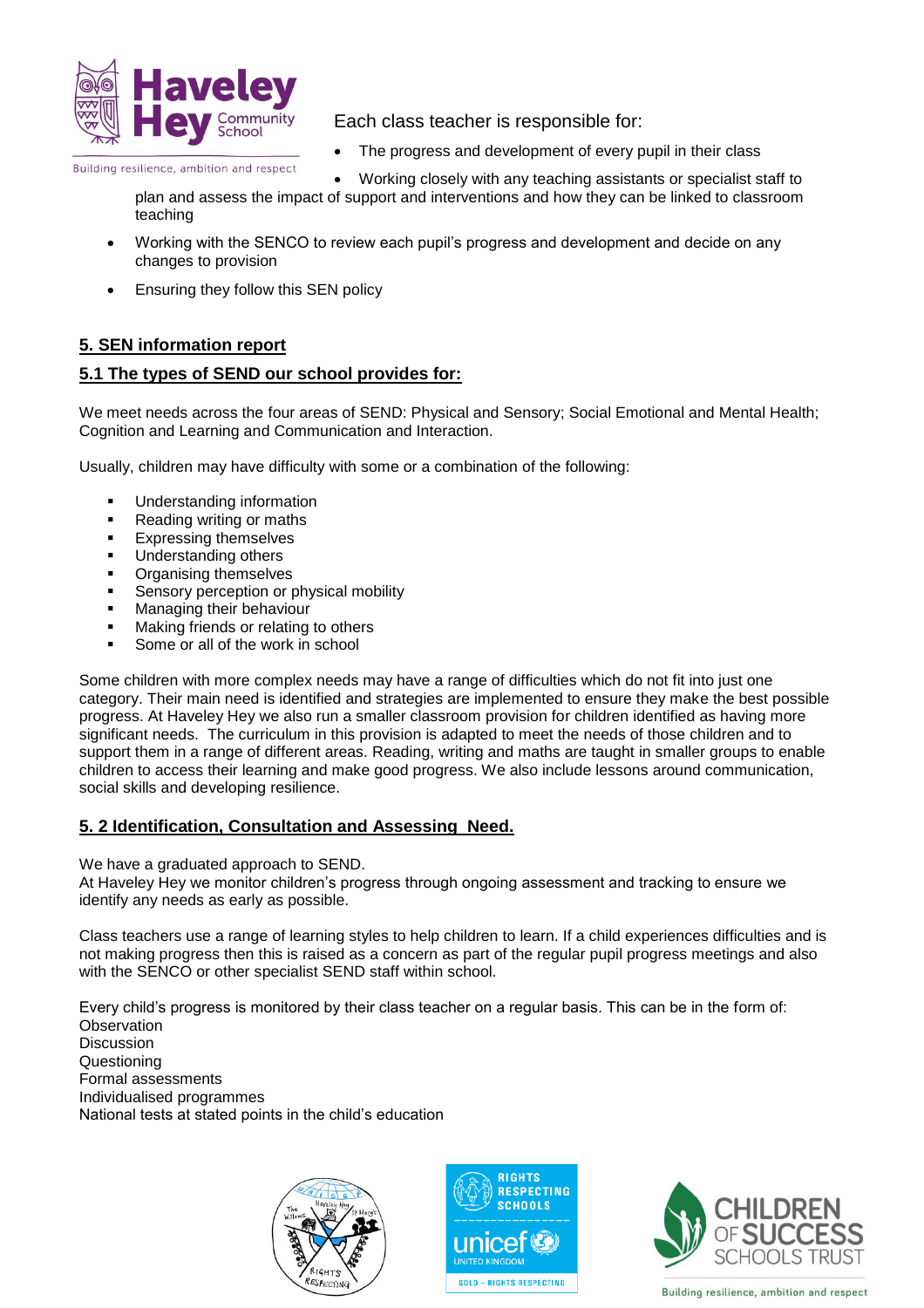Each class teacher is responsible for:

- The progress and development of every pupil in their class
- Working closely with any teaching assistants or specialist staff to plan and assess the impact of support and interventions and how they can be linked to classroom teaching
- Working with the SENCO to review each pupil's progress and development and decide on any changes to provision
- Ensuring they follow this SEN policy

## 5. SEN information report

### 5.1 The types of SEND our school provides for:

We meet needs across the four areas of SEND: Physical and Sensory; Social Emotional and Mental Health; Cognition and Learning and Communication and Interaction.

Usually, children may have difficulty with some or a combination of the following:

- Understanding information
- Reading writing or maths
- Expressing themselves
- Understanding others
- Organising themselves
- Sensory perception or physical mobility
- Managing their behaviour
- Making friends or relating to others
- Some or all of the work in school

Some children with more complex needs may have a range of difficulties which do not fit into just one category. Their main need is identified and strategies are implemented to ensure they make the best possible progress. At Haveley Hey we also run a smaller classroom provision for children identified as having more significant needs. The curriculum in this provision is adapted to meet the needs of those children and to support them in a range of different areas. Reading, writing and maths are taught in smaller groups to enable children to access their learning and make good progress. We also include lessons around communication, social skills and developing resilience.

### 5. 2 Identification, Consultation and Assessing Need.

We have a graduated approach to SEND.
At Haveley Hey we monitor children's progress through ongoing assessment and tracking to ensure we identify any needs as early as possible.

Class teachers use a range of learning styles to help children to learn. If a child experiences difficulties and is not making progress then this is raised as a concern as part of the regular pupil progress meetings and also with the SENCO or other specialist SEND staff within school.

Every child's progress is monitored by their class teacher on a regular basis. This can be in the form of:
Observation
Discussion
Questioning
Formal assessments
Individualised programmes
National tests at stated points in the child's education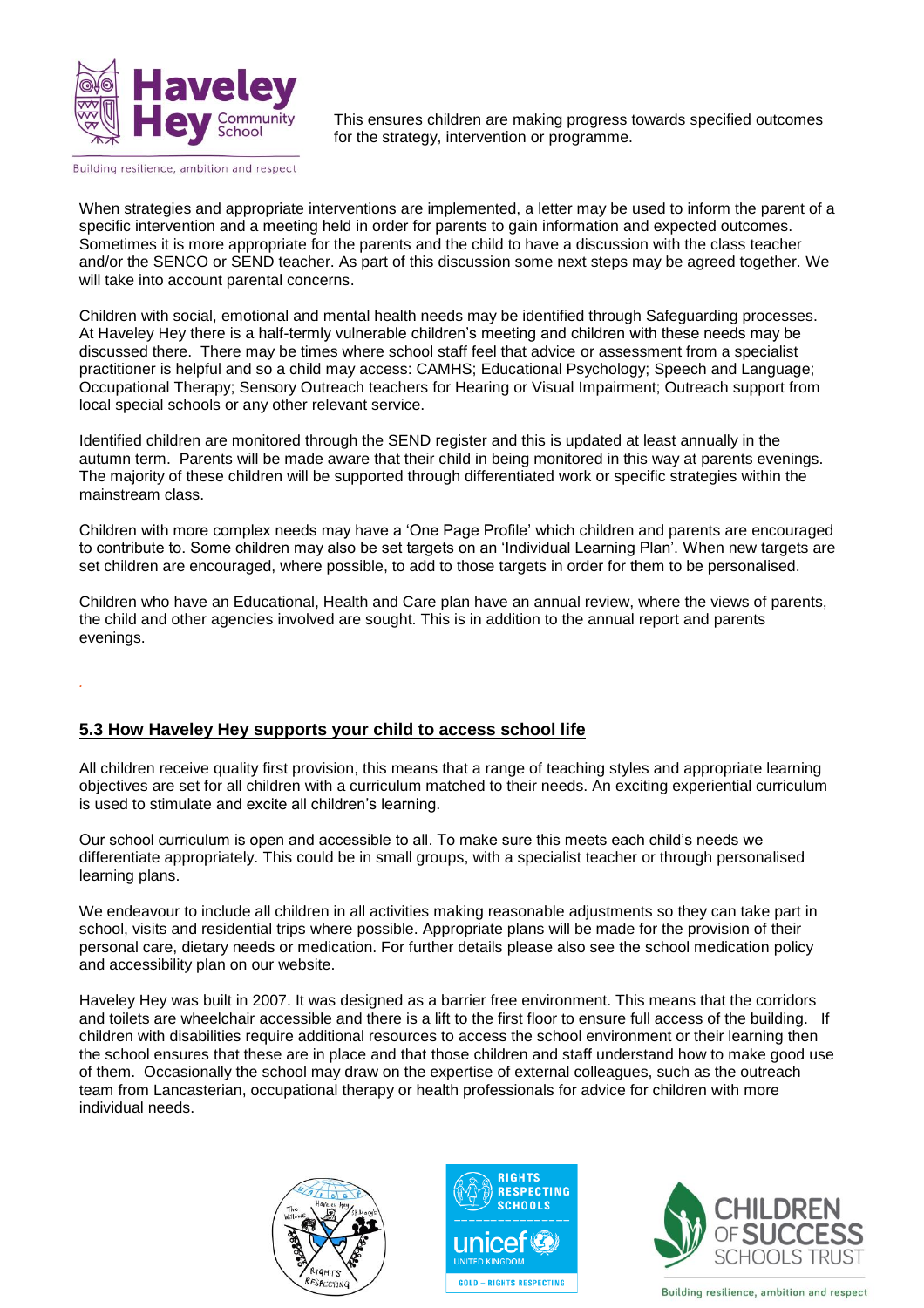This ensures children are making progress towards specified outcomes for the strategy, intervention or programme.

When strategies and appropriate interventions are implemented, a letter may be used to inform the parent of a specific intervention and a meeting held in order for parents to gain information and expected outcomes. Sometimes it is more appropriate for the parents and the child to have a discussion with the class teacher and/or the SENCO or SEND teacher. As part of this discussion some next steps may be agreed together. We will take into account parental concerns.

Children with social, emotional and mental health needs may be identified through Safeguarding processes. At Haveley Hey there is a half-termly vulnerable children's meeting and children with these needs may be discussed there. There may be times where school staff feel that advice or assessment from a specialist practitioner is helpful and so a child may access: CAMHS; Educational Psychology; Speech and Language; Occupational Therapy; Sensory Outreach teachers for Hearing or Visual Impairment; Outreach support from local special schools or any other relevant service.

Identified children are monitored through the SEND register and this is updated at least annually in the autumn term. Parents will be made aware that their child in being monitored in this way at parents evenings. The majority of these children will be supported through differentiated work or specific strategies within the mainstream class.

Children with more complex needs may have a 'One Page Profile' which children and parents are encouraged to contribute to. Some children may also be set targets on an 'Individual Learning Plan'. When new targets are set children are encouraged, where possible, to add to those targets in order for them to be personalised.

Children who have an Educational, Health and Care plan have an annual review, where the views of parents, the child and other agencies involved are sought. This is in addition to the annual report and parents evenings.

## 5.3 How Haveley Hey supports your child to access school life

All children receive quality first provision, this means that a range of teaching styles and appropriate learning objectives are set for all children with a curriculum matched to their needs. An exciting experiential curriculum is used to stimulate and excite all children's learning.

Our school curriculum is open and accessible to all. To make sure this meets each child's needs we differentiate appropriately. This could be in small groups, with a specialist teacher or through personalised learning plans.

We endeavour to include all children in all activities making reasonable adjustments so they can take part in school, visits and residential trips where possible. Appropriate plans will be made for the provision of their personal care, dietary needs or medication. For further details please also see the school medication policy and accessibility plan on our website.

Haveley Hey was built in 2007. It was designed as a barrier free environment. This means that the corridors and toilets are wheelchair accessible and there is a lift to the first floor to ensure full access of the building. If children with disabilities require additional resources to access the school environment or their learning then the school ensures that these are in place and that those children and staff understand how to make good use of them. Occasionally the school may draw on the expertise of external colleagues, such as the outreach team from Lancasterian, occupational therapy or health professionals for advice for children with more individual needs.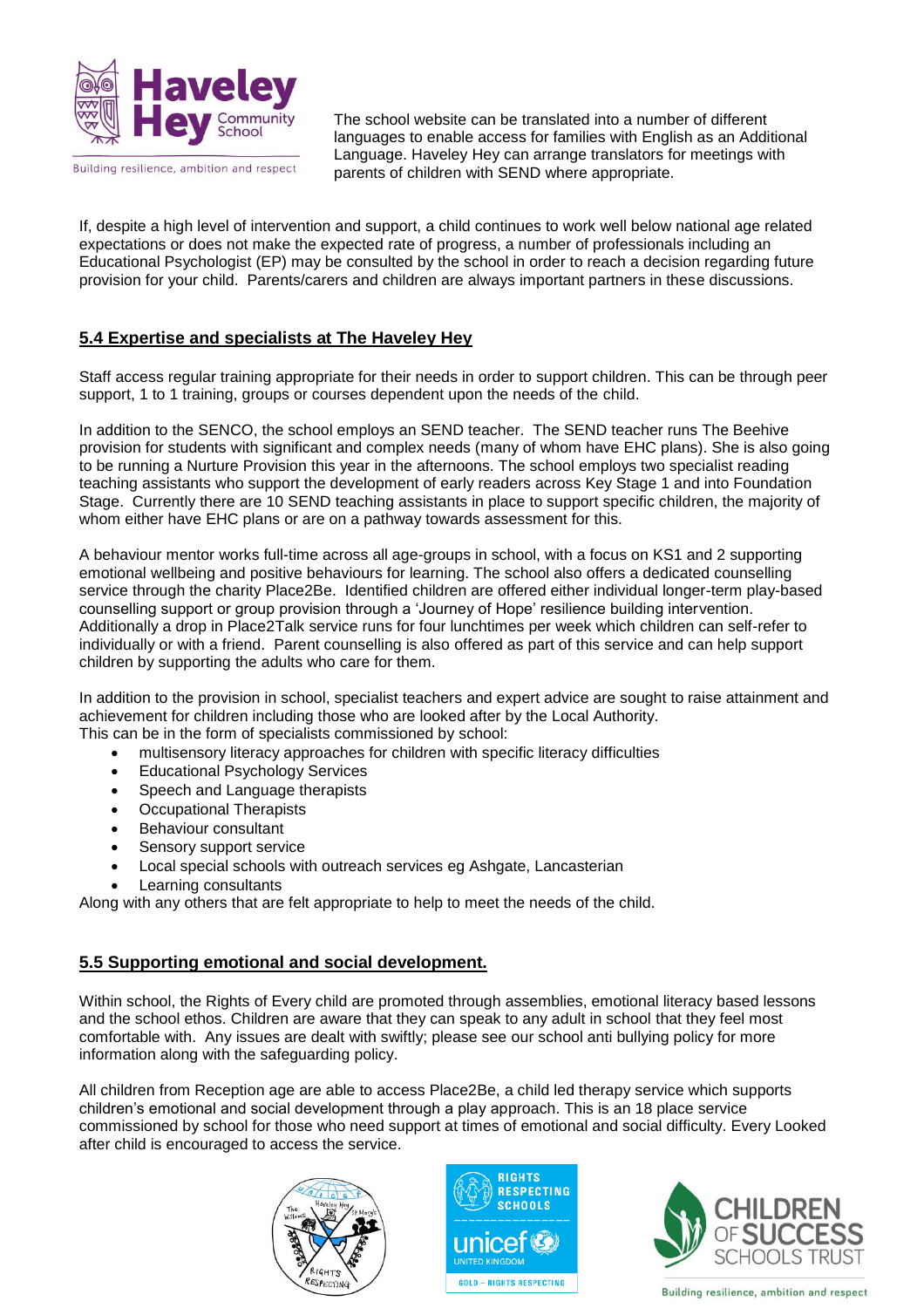The school website can be translated into a number of different languages to enable access for families with English as an Additional Language. Haveley Hey can arrange translators for meetings with parents of children with SEND where appropriate.

If, despite a high level of intervention and support, a child continues to work well below national age related expectations or does not make the expected rate of progress, a number of professionals including an Educational Psychologist (EP) may be consulted by the school in order to reach a decision regarding future provision for your child. Parents/carers and children are always important partners in these discussions.

## 5.4 Expertise and specialists at The Haveley Hey

Staff access regular training appropriate for their needs in order to support children. This can be through peer support, 1 to 1 training, groups or courses dependent upon the needs of the child.

In addition to the SENCO, the school employs an SEND teacher. The SEND teacher runs The Beehive provision for students with significant and complex needs (many of whom have EHC plans). She is also going to be running a Nurture Provision this year in the afternoons. The school employs two specialist reading teaching assistants who support the development of early readers across Key Stage 1 and into Foundation Stage. Currently there are 10 SEND teaching assistants in place to support specific children, the majority of whom either have EHC plans or are on a pathway towards assessment for this.

A behaviour mentor works full-time across all age-groups in school, with a focus on KS1 and 2 supporting emotional wellbeing and positive behaviours for learning. The school also offers a dedicated counselling service through the charity Place2Be. Identified children are offered either individual longer-term play-based counselling support or group provision through a 'Journey of Hope' resilience building intervention. Additionally a drop in Place2Talk service runs for four lunchtimes per week which children can self-refer to individually or with a friend. Parent counselling is also offered as part of this service and can help support children by supporting the adults who care for them.

In addition to the provision in school, specialist teachers and expert advice are sought to raise attainment and achievement for children including those who are looked after by the Local Authority.
This can be in the form of specialists commissioned by school:

- multisensory literacy approaches for children with specific literacy difficulties
- Educational Psychology Services
- Speech and Language therapists
- Occupational Therapists
- Behaviour consultant
- Sensory support service
- Local special schools with outreach services eg Ashgate, Lancasterian
- Learning consultants

Along with any others that are felt appropriate to help to meet the needs of the child.

## 5.5 Supporting emotional and social development.

Within school, the Rights of Every child are promoted through assemblies, emotional literacy based lessons and the school ethos. Children are aware that they can speak to any adult in school that they feel most comfortable with. Any issues are dealt with swiftly; please see our school anti bullying policy for more information along with the safeguarding policy.

All children from Reception age are able to access Place2Be, a child led therapy service which supports children's emotional and social development through a play approach. This is an 18 place service commissioned by school for those who need support at times of emotional and social difficulty. Every Looked after child is encouraged to access the service.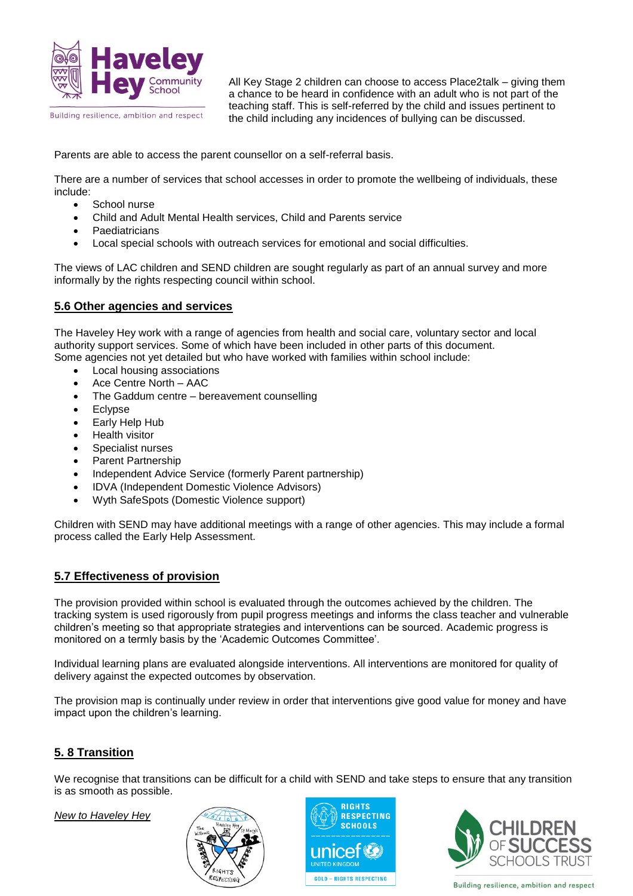All Key Stage 2 children can choose to access Place2talk – giving them a chance to be heard in confidence with an adult who is not part of the teaching staff. This is self-referred by the child and issues pertinent to the child including any incidences of bullying can be discussed.

Parents are able to access the parent counsellor on a self-referral basis.

There are a number of services that school accesses in order to promote the wellbeing of individuals, these include:

- School nurse
- Child and Adult Mental Health services, Child and Parents service
- Paediatricians
- Local special schools with outreach services for emotional and social difficulties.

The views of LAC children and SEND children are sought regularly as part of an annual survey and more informally by the rights respecting council within school.

## 5.6 Other agencies and services

The Haveley Hey work with a range of agencies from health and social care, voluntary sector and local authority support services. Some of which have been included in other parts of this document. Some agencies not yet detailed but who have worked with families within school include:

- Local housing associations
- Ace Centre North – AAC
- The Gaddum centre – bereavement counselling
- Eclypse
- Early Help Hub
- Health visitor
- Specialist nurses
- Parent Partnership
- Independent Advice Service (formerly Parent partnership)
- IDVA (Independent Domestic Violence Advisors)
- Wyth SafeSpots (Domestic Violence support)

Children with SEND may have additional meetings with a range of other agencies. This may include a formal process called the Early Help Assessment.

## 5.7 Effectiveness of provision

The provision provided within school is evaluated through the outcomes achieved by the children. The tracking system is used rigorously from pupil progress meetings and informs the class teacher and vulnerable children's meeting so that appropriate strategies and interventions can be sourced. Academic progress is monitored on a termly basis by the 'Academic Outcomes Committee'.

Individual learning plans are evaluated alongside interventions. All interventions are monitored for quality of delivery against the expected outcomes by observation.

The provision map is continually under review in order that interventions give good value for money and have impact upon the children's learning.

## 5. 8 Transition

We recognise that transitions can be difficult for a child with SEND and take steps to ensure that any transition is as smooth as possible.

*New to Haveley Hey*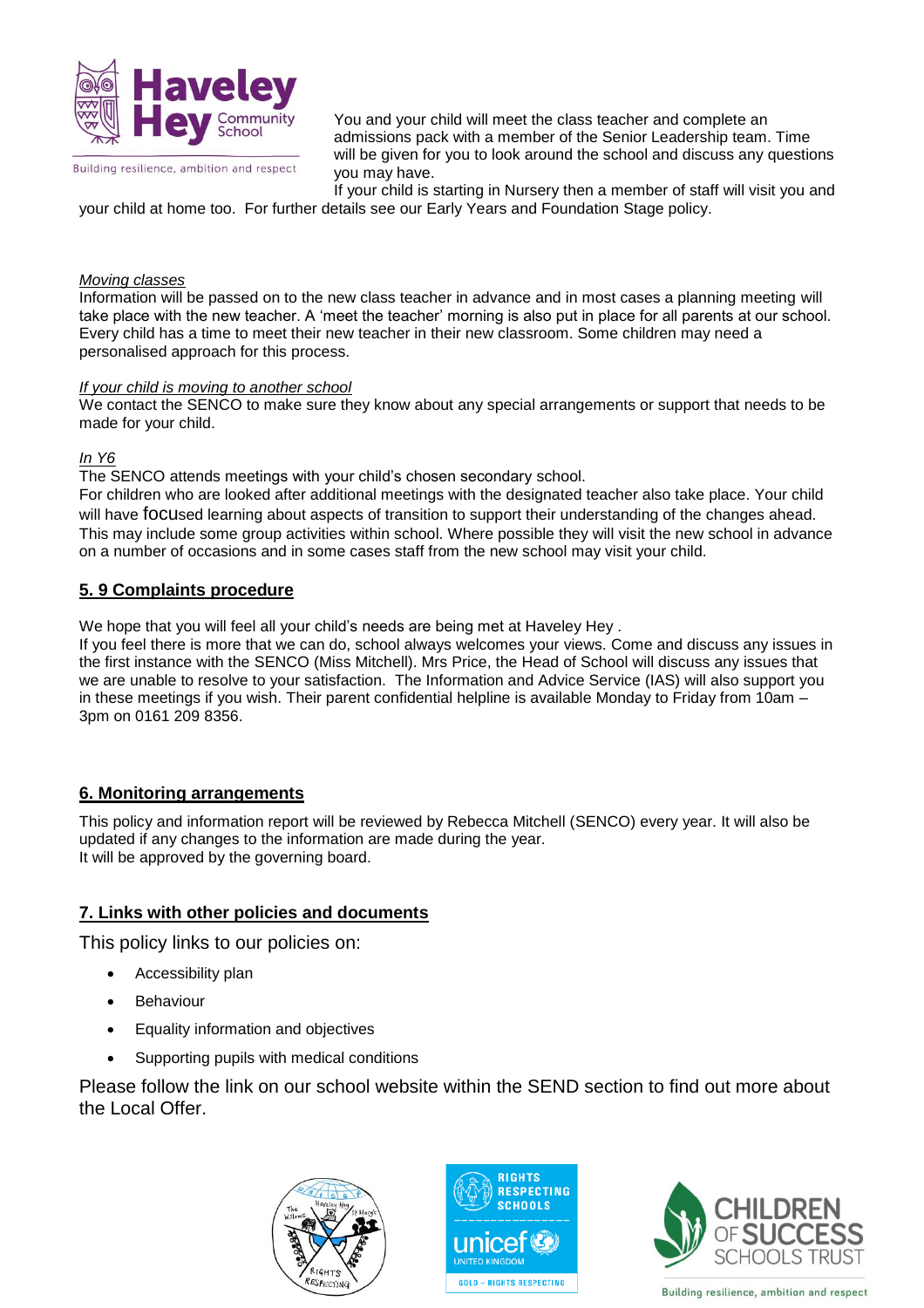You and your child will meet the class teacher and complete an admissions pack with a member of the Senior Leadership team. Time will be given for you to look around the school and discuss any questions you may have.
If your child is starting in Nursery then a member of staff will visit you and your child at home too. For further details see our Early Years and Foundation Stage policy.

*Moving classes*
Information will be passed on to the new class teacher in advance and in most cases a planning meeting will take place with the new teacher. A 'meet the teacher' morning is also put in place for all parents at our school. Every child has a time to meet their new teacher in their new classroom. Some children may need a personalised approach for this process.

*If your child is moving to another school*
We contact the SENCO to make sure they know about any special arrangements or support that needs to be made for your child.

*In Y6*
The SENCO attends meetings with your child's chosen secondary school.
For children who are looked after additional meetings with the designated teacher also take place. Your child will have focused learning about aspects of transition to support their understanding of the changes ahead. This may include some group activities within school. Where possible they will visit the new school in advance on a number of occasions and in some cases staff from the new school may visit your child.

## 5. 9 Complaints procedure

We hope that you will feel all your child's needs are being met at Haveley Hey .
If you feel there is more that we can do, school always welcomes your views. Come and discuss any issues in the first instance with the SENCO (Miss Mitchell). Mrs Price, the Head of School will discuss any issues that we are unable to resolve to your satisfaction. The Information and Advice Service (IAS) will also support you in these meetings if you wish. Their parent confidential helpline is available Monday to Friday from 10am – 3pm on 0161 209 8356.

## 6. Monitoring arrangements

This policy and information report will be reviewed by Rebecca Mitchell (SENCO) every year. It will also be updated if any changes to the information are made during the year.
It will be approved by the governing board.

## 7. Links with other policies and documents

This policy links to our policies on:

- Accessibility plan
- Behaviour
- Equality information and objectives
- Supporting pupils with medical conditions

Please follow the link on our school website within the SEND section to find out more about the Local Offer.